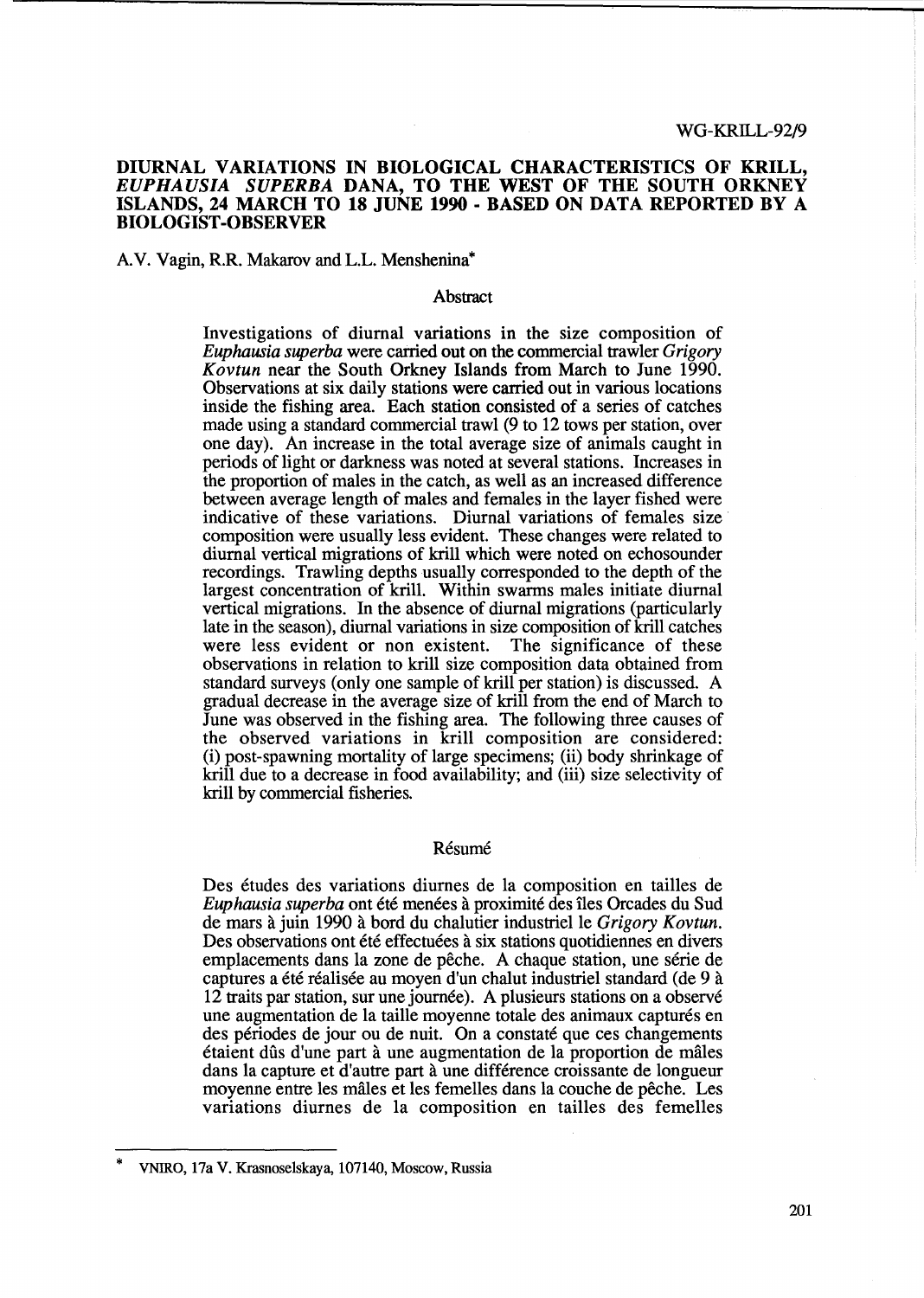WG-KRILL-92/9

# DIURNAL VARIATIONS IN BIOLOGICAL CHARACTERISTICS OF KRILL, *EUPHAUSIA SUPERBA* DANA, TO THE WEST OF THE SOUTH ORKNEY ISLANDS, 24 MARCH TO 18 JUNE 1990 - BASED ON DATA REPORTED BY A BIOLOGIST-OBSERVER

A.V. Vagin, R.R. Makarov and L.L. Menshenina*

## Abstract

Investigations of diurnal variations in the size composition of *Euphausia superba* were carried out on the commercial trawler *Grigory Kovtun* near the South Orkney Islands from March to June 1990. Observations at six daily stations were carried out in various locations inside the fishing area. Each station consisted of a series of catches made using a standard commercial trawl (9 to 12 tows per station, over one day). An increase in the total average size of animals caught in periods of light or darkness was noted at several stations. Increases in the proportion of males in the catch, as well as an increased difference between average length of males and females in the layer fished were indicative of these variations. Diurnal variations of females size composition were usually less evident. These changes were related to diurnal vertical migrations of krill which were noted on echosounder recordings. Trawling depths usually corresponded to the depth of the largest concentration of krill. Within swarms males initiate diurnal vertical migrations. In the absence of diurnal migrations (particularly late in the season), diurnal variations in size composition of krill catches were less evident or non existent. The significance of these observations in relation to krill size composition data obtained from standard surveys (only one sample of krill per station) is discussed. A gradual decrease in the average size of krill from the end of March to June was observed in the fishing area. The following three causes of the observed variations in krill composition are considered: (i) post-spawning mortality of large specimens; (ii) body shrinkage of krill due to a decrease in food availability; and (iii) size selectivity of krill by commercial fisheries.

## Résumé

Des études des variations diurnes de la composition en tailles de *Euphausia superba* ont été menées à proximité des îles Orcades du Sud de mars à juin 1990 à bord du chalutier industriel le *Grigory Kovtun*. Des observations ont été effectuées à six stations quotidiennes en divers emplacements dans la zone de pêche. A chaque station, une série de captures a été réalisée au moyen d'un chalut industriel standard (de 9 à 12 traits par station, sur une journée). A plusieurs stations on a observé une augmentation de la taille moyenne totale des animaux capturés en des périodes de jour ou de nuit. On a constaté que ces changements étaient dûs d'une part à une augmentation de la proportion de mâles dans la capture et d'autre part à une différence croissante de longueur moyenne entre les mâles et les femelles dans la couche de pêche. Les variations diurnes de la composition en tailles des femelles

---

\* VNIRO, 17a V. Krasnoselskaya, 107140, Moscow, Russia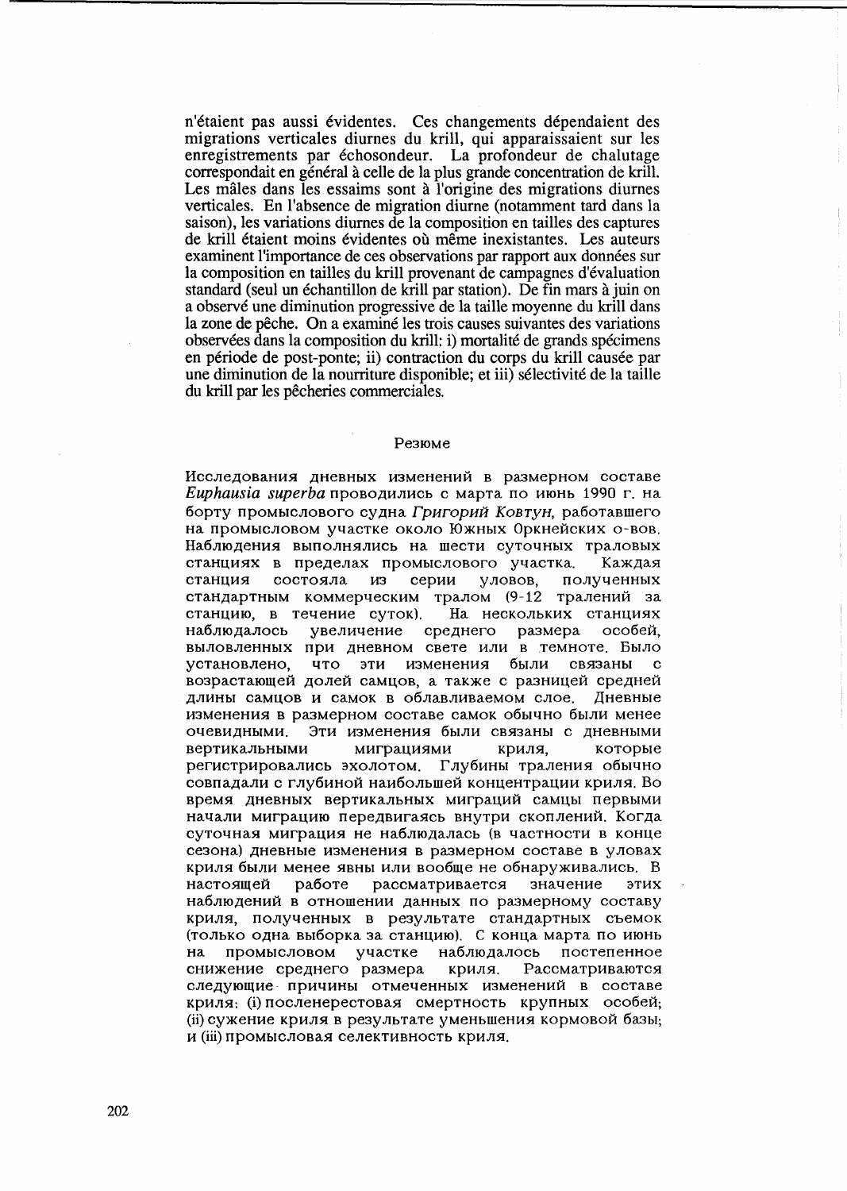n'étaient pas aussi évidentes. Ces changements dépendaient des migrations verticales diurnes du krill, qui apparaissaient sur les enregistrements par échosondeur. La profondeur de chalutage correspondait en général à celle de la plus grande concentration de krill. Les mâles dans les essaims sont à l'origine des migrations diurnes verticales. En l'absence de migration diurne (notamment tard dans la saison), les variations diurnes de la composition en tailles des captures de krill étaient moins évidentes où même inexistantes. Les auteurs examinent l'importance de ces observations par rapport aux données sur la composition en tailles du krill provenant de campagnes d'évaluation standard (seul un échantillon de krill par station). De fin mars à juin on a observé une diminution progressive de la taille moyenne du krill dans la zone de pêche. On a examiné les trois causes suivantes des variations observées dans la composition du krill: i) mortalité de grands spécimens en période de post-ponte; ii) contraction du corps du krill causée par une diminution de la nourriture disponible; et iii) sélectivité de la taille du krill par les pêcheries commerciales.

## Резюме

Исследования дневных изменений в размерном составе *Euphausia superba* проводились с марта по июнь 1990 г. на борту промыслового судна *Григорий Ковтун*, работавшего на промысловом участке около Южных Оркнейских о-вов. Наблюдения выполнялись на шести суточных траловых станциях в пределах промыслового участка. Каждая станция состояла из серии уловов, полученных стандартным коммерческим тралом (9-12 тралений за станцию, в течение суток). На нескольких станциях наблюдалось увеличение среднего размера особей, выловленных при дневном свете или в темноте. Было установлено, что эти изменения были связаны с возрастающей долей самцов, а также с разницей средней длины самцов и самок в облавливаемом слое. Дневные изменения в размерном составе самок обычно были менее очевидными. Эти изменения были связаны с дневными вертикальными миграциями криля, которые регистрировались эхолотом. Глубины траления обычно совпадали с глубиной наибольшей концентрации криля. Во время дневных вертикальных миграций самцы первыми начали миграцию передвигаясь внутри скоплений. Когда суточная миграция не наблюдалась (в частности в конце сезона) дневные изменения в размерном составе в уловах криля были менее явны или вообще не обнаруживались. В настоящей работе рассматривается значение этих наблюдений в отношении данных по размерному составу криля, полученных в результате стандартных съемок (только одна выборка за станцию). С конца марта по июнь на промысловом участке наблюдалось постепенное снижение среднего размера криля. Рассматриваются следующие причины отмеченных изменений в составе криля: (i) посленерестовая смертность крупных особей; (ii) сужение криля в результате уменьшения кормовой базы; и (iii) промысловая селективность криля.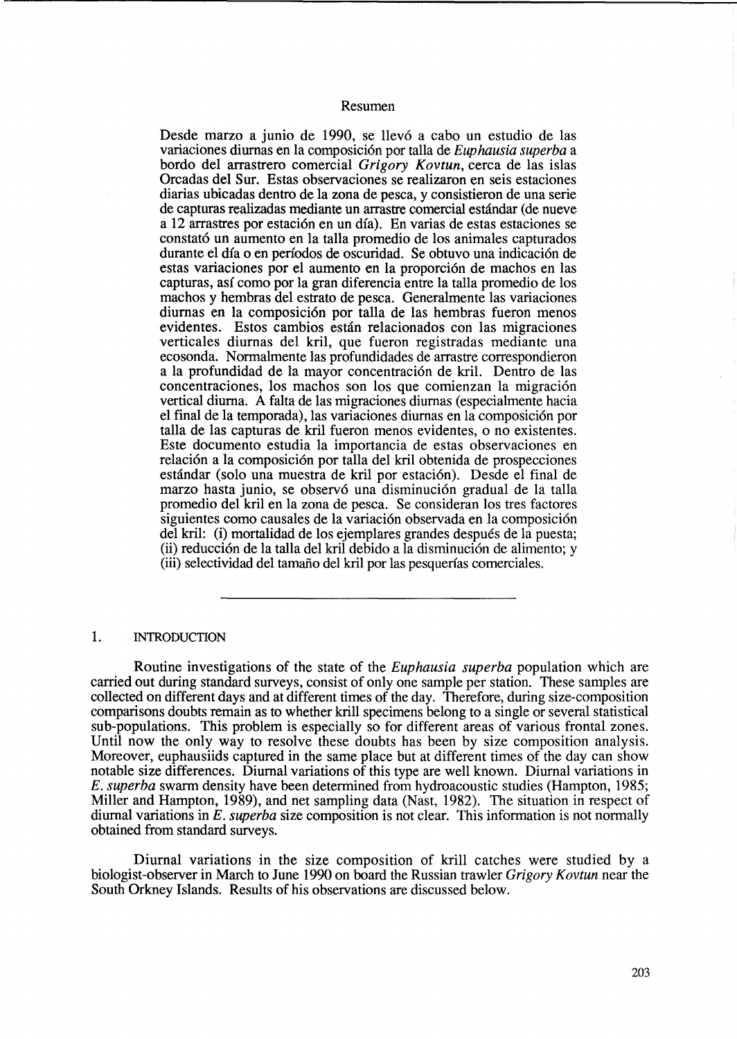## Resumen

Desde marzo a junio de 1990, se llevó a cabo un estudio de las variaciones diurnas en la composición por talla de *Euphausia superba* a bordo del arrastrero comercial *Grigory Kovtun*, cerca de las islas Orcadas del Sur. Estas observaciones se realizaron en seis estaciones diarias ubicadas dentro de la zona de pesca, y consistieron de una serie de capturas realizadas mediante un arrastre comercial estándar (de nueve a 12 arrastres por estación en un día). En varias de estas estaciones se constató un aumento en la talla promedio de los animales capturados durante el día o en períodos de oscuridad. Se obtuvo una indicación de estas variaciones por el aumento en la proporción de machos en las capturas, así como por la gran diferencia entre la talla promedio de los machos y hembras del estrato de pesca. Generalmente las variaciones diurnas en la composición por talla de las hembras fueron menos evidentes. Estos cambios están relacionados con las migraciones verticales diurnas del kril, que fueron registradas mediante una ecosonda. Normalmente las profundidades de arrastre correspondieron a la profundidad de la mayor concentración de kril. Dentro de las concentraciones, los machos son los que comienzan la migración vertical diurna. A falta de las migraciones diurnas (especialmente hacia el final de la temporada), las variaciones diurnas en la composición por talla de las capturas de kril fueron menos evidentes, o no existentes. Este documento estudia la importancia de estas observaciones en relación a la composición por talla del kril obtenida de prospecciones estándar (solo una muestra de kril por estación). Desde el final de marzo hasta junio, se observó una disminución gradual de la talla promedio del kril en la zona de pesca. Se consideran los tres factores siguientes como causales de la variación observada en la composición del kril: (i) mortalidad de los ejemplares grandes después de la puesta; (ii) reducción de la talla del kril debido a la disminución de alimento; y (iii) selectividad del tamaño del kril por las pesquerías comerciales.

---

## 1. INTRODUCTION

Routine investigations of the state of the *Euphausia superba* population which are carried out during standard surveys, consist of only one sample per station. These samples are collected on different days and at different times of the day. Therefore, during size-composition comparisons doubts remain as to whether krill specimens belong to a single or several statistical sub-populations. This problem is especially so for different areas of various frontal zones. Until now the only way to resolve these doubts has been by size composition analysis. Moreover, euphausiids captured in the same place but at different times of the day can show notable size differences. Diurnal variations of this type are well known. Diurnal variations in *E. superba* swarm density have been determined from hydroacoustic studies (Hampton, 1985; Miller and Hampton, 1989), and net sampling data (Nast, 1982). The situation in respect of diurnal variations in *E. superba* size composition is not clear. This information is not normally obtained from standard surveys.

Diurnal variations in the size composition of krill catches were studied by a biologist-observer in March to June 1990 on board the Russian trawler *Grigory Kovtun* near the South Orkney Islands. Results of his observations are discussed below.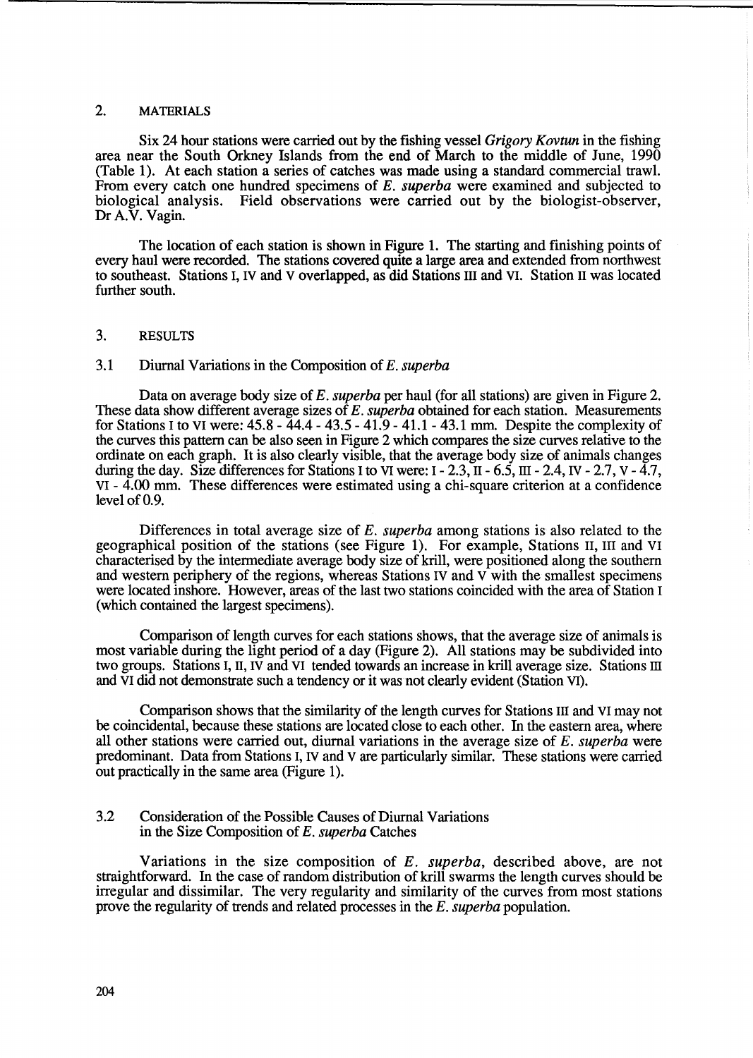## 2. MATERIALS

Six 24 hour stations were carried out by the fishing vessel *Grigory Kovtun* in the fishing area near the South Orkney Islands from the end of March to the middle of June, 1990 (Table 1). At each station a series of catches was made using a standard commercial trawl. From every catch one hundred specimens of *E. superba* were examined and subjected to biological analysis. Field observations were carried out by the biologist-observer, Dr A.V. Vagin.

The location of each station is shown in Figure 1. The starting and finishing points of every haul were recorded. The stations covered quite a large area and extended from northwest to southeast. Stations I, IV and V overlapped, as did Stations III and VI. Station II was located further south.

## 3. RESULTS

### 3.1 Diurnal Variations in the Composition of *E. superba*

Data on average body size of *E. superba* per haul (for all stations) are given in Figure 2. These data show different average sizes of *E. superba* obtained for each station. Measurements for Stations I to VI were: 45.8 - 44.4 - 43.5 - 41.9 - 41.1 - 43.1 mm. Despite the complexity of the curves this pattern can be also seen in Figure 2 which compares the size curves relative to the ordinate on each graph. It is also clearly visible, that the average body size of animals changes during the day. Size differences for Stations I to VI were: I - 2.3, II - 6.5, III - 2.4, IV - 2.7, V - 4.7, VI - 4.00 mm. These differences were estimated using a chi-square criterion at a confidence level of 0.9.

Differences in total average size of *E. superba* among stations is also related to the geographical position of the stations (see Figure 1). For example, Stations II, III and VI characterised by the intermediate average body size of krill, were positioned along the southern and western periphery of the regions, whereas Stations IV and V with the smallest specimens were located inshore. However, areas of the last two stations coincided with the area of Station I (which contained the largest specimens).

Comparison of length curves for each stations shows, that the average size of animals is most variable during the light period of a day (Figure 2). All stations may be subdivided into two groups. Stations I, II, IV and VI tended towards an increase in krill average size. Stations III and VI did not demonstrate such a tendency or it was not clearly evident (Station VI).

Comparison shows that the similarity of the length curves for Stations III and VI may not be coincidental, because these stations are located close to each other. In the eastern area, where all other stations were carried out, diurnal variations in the average size of *E. superba* were predominant. Data from Stations I, IV and V are particularly similar. These stations were carried out practically in the same area (Figure 1).

### 3.2 Consideration of the Possible Causes of Diurnal Variations in the Size Composition of *E. superba* Catches

Variations in the size composition of *E. superba*, described above, are not straightforward. In the case of random distribution of krill swarms the length curves should be irregular and dissimilar. The very regularity and similarity of the curves from most stations prove the regularity of trends and related processes in the *E. superba* population.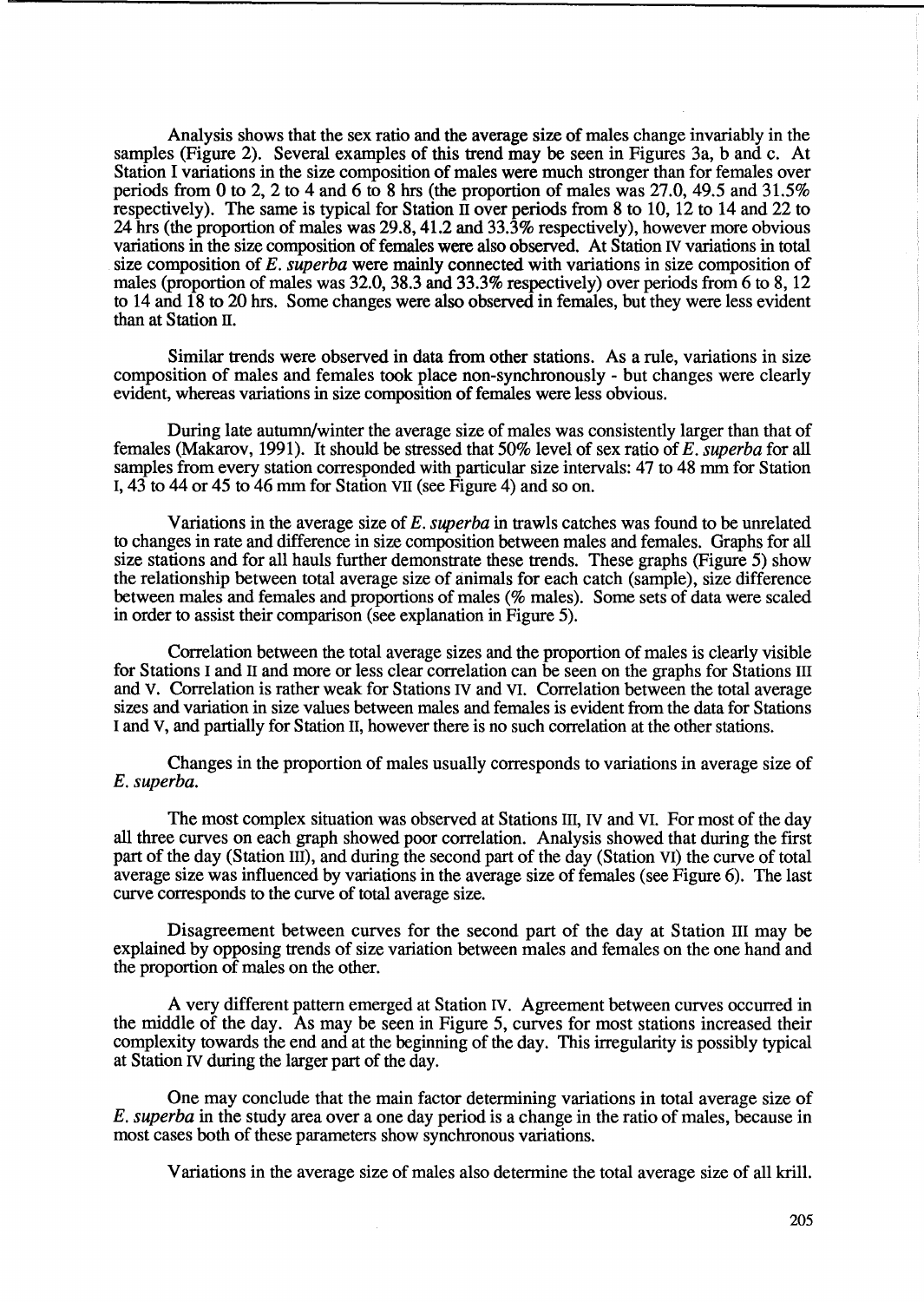Analysis shows that the sex ratio and the average size of males change invariably in the samples (Figure 2). Several examples of this trend may be seen in Figures 3a, b and c. At Station I variations in the size composition of males were much stronger than for females over periods from 0 to 2, 2 to 4 and 6 to 8 hrs (the proportion of males was 27.0, 49.5 and 31.5% respectively). The same is typical for Station II over periods from 8 to 10, 12 to 14 and 22 to 24 hrs (the proportion of males was 29.8, 41.2 and 33.3% respectively), however more obvious variations in the size composition of females were also observed. At Station IV variations in total size composition of *E. superba* were mainly connected with variations in size composition of males (proportion of males was 32.0, 38.3 and 33.3% respectively) over periods from 6 to 8, 12 to 14 and 18 to 20 hrs. Some changes were also observed in females, but they were less evident than at Station II.

Similar trends were observed in data from other stations. As a rule, variations in size composition of males and females took place non-synchronously - but changes were clearly evident, whereas variations in size composition of females were less obvious.

During late autumn/winter the average size of males was consistently larger than that of females (Makarov, 1991). It should be stressed that 50% level of sex ratio of *E. superba* for all samples from every station corresponded with particular size intervals: 47 to 48 mm for Station I, 43 to 44 or 45 to 46 mm for Station VII (see Figure 4) and so on.

Variations in the average size of *E. superba* in trawls catches was found to be unrelated to changes in rate and difference in size composition between males and females. Graphs for all size stations and for all hauls further demonstrate these trends. These graphs (Figure 5) show the relationship between total average size of animals for each catch (sample), size difference between males and females and proportions of males (% males). Some sets of data were scaled in order to assist their comparison (see explanation in Figure 5).

Correlation between the total average sizes and the proportion of males is clearly visible for Stations I and II and more or less clear correlation can be seen on the graphs for Stations III and V. Correlation is rather weak for Stations IV and VI. Correlation between the total average sizes and variation in size values between males and females is evident from the data for Stations I and V, and partially for Station II, however there is no such correlation at the other stations.

Changes in the proportion of males usually corresponds to variations in average size of *E. superba.*

The most complex situation was observed at Stations III, IV and VI. For most of the day all three curves on each graph showed poor correlation. Analysis showed that during the first part of the day (Station III), and during the second part of the day (Station VI) the curve of total average size was influenced by variations in the average size of females (see Figure 6). The last curve corresponds to the curve of total average size.

Disagreement between curves for the second part of the day at Station III may be explained by opposing trends of size variation between males and females on the one hand and the proportion of males on the other.

A very different pattern emerged at Station IV. Agreement between curves occurred in the middle of the day. As may be seen in Figure 5, curves for most stations increased their complexity towards the end and at the beginning of the day. This irregularity is possibly typical at Station IV during the larger part of the day.

One may conclude that the main factor determining variations in total average size of *E. superba* in the study area over a one day period is a change in the ratio of males, because in most cases both of these parameters show synchronous variations.

Variations in the average size of males also determine the total average size of all krill.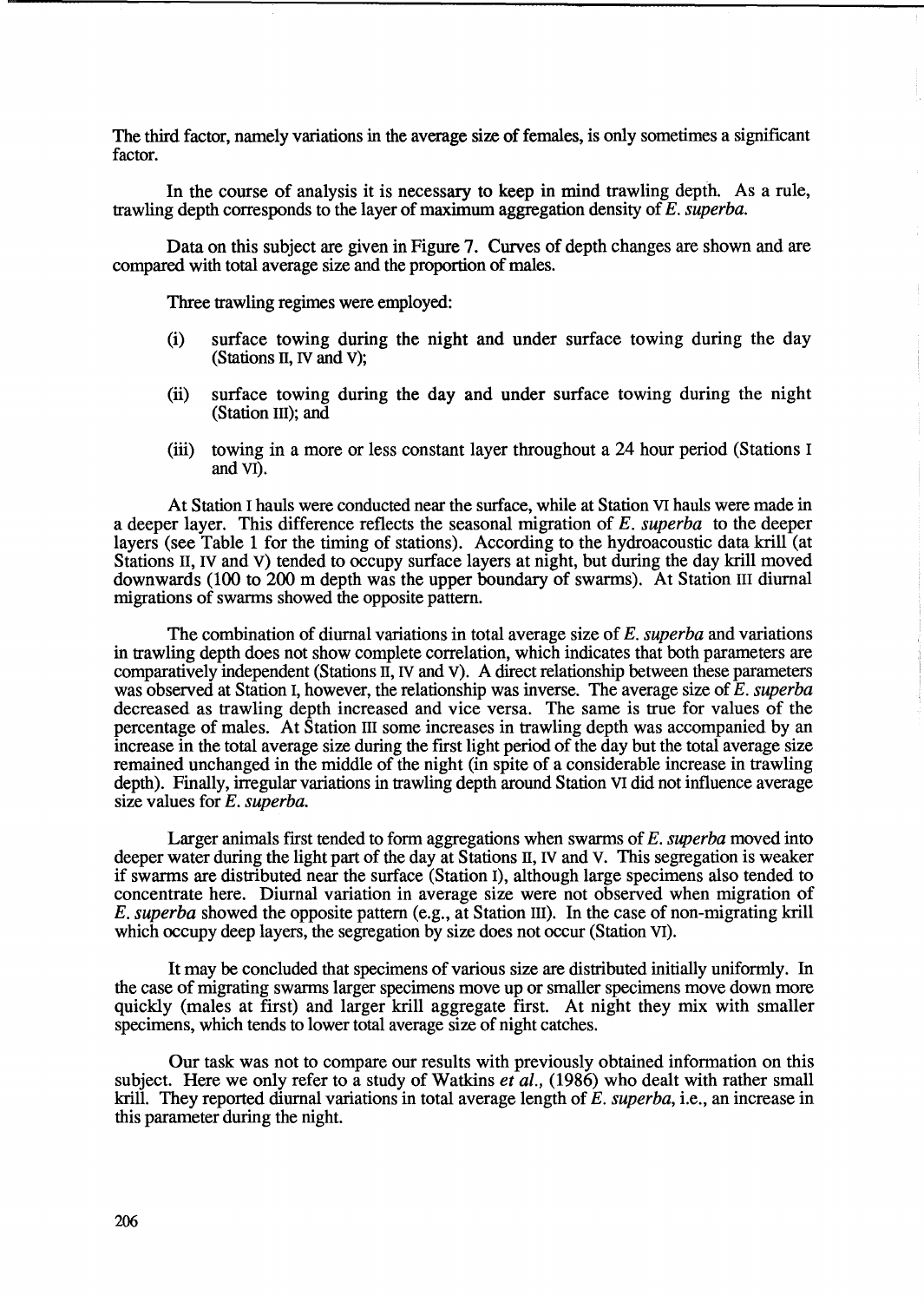The third factor, namely variations in the average size of females, is only sometimes a significant factor.

In the course of analysis it is necessary to keep in mind trawling depth. As a rule, trawling depth corresponds to the layer of maximum aggregation density of *E. superba.*

Data on this subject are given in Figure 7. Curves of depth changes are shown and are compared with total average size and the proportion of males.

Three trawling regimes were employed:

(i) surface towing during the night and under surface towing during the day (Stations II, IV and V);

(ii) surface towing during the day and under surface towing during the night (Station III); and

(iii) towing in a more or less constant layer throughout a 24 hour period (Stations I and VI).

At Station I hauls were conducted near the surface, while at Station VI hauls were made in a deeper layer. This difference reflects the seasonal migration of *E. superba* to the deeper layers (see Table 1 for the timing of stations). According to the hydroacoustic data krill (at Stations II, IV and V) tended to occupy surface layers at night, but during the day krill moved downwards (100 to 200 m depth was the upper boundary of swarms). At Station III diurnal migrations of swarms showed the opposite pattern.

The combination of diurnal variations in total average size of *E. superba* and variations in trawling depth does not show complete correlation, which indicates that both parameters are comparatively independent (Stations II, IV and V). A direct relationship between these parameters was observed at Station I, however, the relationship was inverse. The average size of *E. superba* decreased as trawling depth increased and vice versa. The same is true for values of the percentage of males. At Station III some increases in trawling depth was accompanied by an increase in the total average size during the first light period of the day but the total average size remained unchanged in the middle of the night (in spite of a considerable increase in trawling depth). Finally, irregular variations in trawling depth around Station VI did not influence average size values for *E. superba.*

Larger animals first tended to form aggregations when swarms of *E. superba* moved into deeper water during the light part of the day at Stations II, IV and V. This segregation is weaker if swarms are distributed near the surface (Station I), although large specimens also tended to concentrate here. Diurnal variation in average size were not observed when migration of *E. superba* showed the opposite pattern (e.g., at Station III). In the case of non-migrating krill which occupy deep layers, the segregation by size does not occur (Station VI).

It may be concluded that specimens of various size are distributed initially uniformly. In the case of migrating swarms larger specimens move up or smaller specimens move down more quickly (males at first) and larger krill aggregate first. At night they mix with smaller specimens, which tends to lower total average size of night catches.

Our task was not to compare our results with previously obtained information on this subject. Here we only refer to a study of Watkins *et al.*, (1986) who dealt with rather small krill. They reported diurnal variations in total average length of *E. superba*, i.e., an increase in this parameter during the night.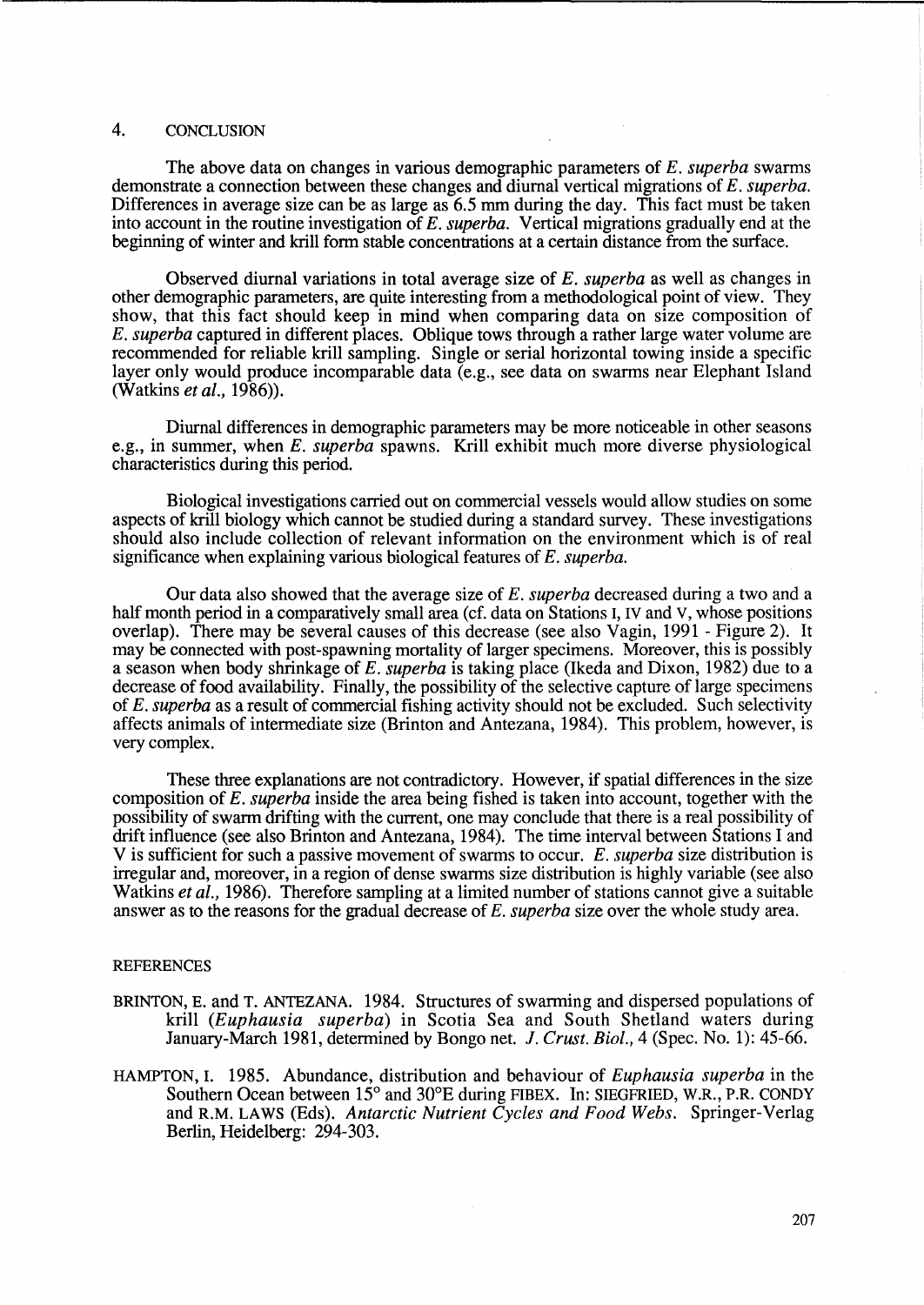## 4. CONCLUSION

The above data on changes in various demographic parameters of *E. superba* swarms demonstrate a connection between these changes and diurnal vertical migrations of *E. superba*. Differences in average size can be as large as 6.5 mm during the day. This fact must be taken into account in the routine investigation of *E. superba*. Vertical migrations gradually end at the beginning of winter and krill form stable concentrations at a certain distance from the surface.

Observed diurnal variations in total average size of *E. superba* as well as changes in other demographic parameters, are quite interesting from a methodological point of view. They show, that this fact should keep in mind when comparing data on size composition of *E. superba* captured in different places. Oblique tows through a rather large water volume are recommended for reliable krill sampling. Single or serial horizontal towing inside a specific layer only would produce incomparable data (e.g., see data on swarms near Elephant Island (Watkins *et al.*, 1986)).

Diurnal differences in demographic parameters may be more noticeable in other seasons e.g., in summer, when *E. superba* spawns. Krill exhibit much more diverse physiological characteristics during this period.

Biological investigations carried out on commercial vessels would allow studies on some aspects of krill biology which cannot be studied during a standard survey. These investigations should also include collection of relevant information on the environment which is of real significance when explaining various biological features of *E. superba*.

Our data also showed that the average size of *E. superba* decreased during a two and a half month period in a comparatively small area (cf. data on Stations I, IV and V, whose positions overlap). There may be several causes of this decrease (see also Vagin, 1991 - Figure 2). It may be connected with post-spawning mortality of larger specimens. Moreover, this is possibly a season when body shrinkage of *E. superba* is taking place (Ikeda and Dixon, 1982) due to a decrease of food availability. Finally, the possibility of the selective capture of large specimens of *E. superba* as a result of commercial fishing activity should not be excluded. Such selectivity affects animals of intermediate size (Brinton and Antezana, 1984). This problem, however, is very complex.

These three explanations are not contradictory. However, if spatial differences in the size composition of *E. superba* inside the area being fished is taken into account, together with the possibility of swarm drifting with the current, one may conclude that there is a real possibility of drift influence (see also Brinton and Antezana, 1984). The time interval between Stations I and V is sufficient for such a passive movement of swarms to occur. *E. superba* size distribution is irregular and, moreover, in a region of dense swarms size distribution is highly variable (see also Watkins *et al.*, 1986). Therefore sampling at a limited number of stations cannot give a suitable answer as to the reasons for the gradual decrease of *E. superba* size over the whole study area.

## REFERENCES

BRINTON, E. and T. ANTEZANA. 1984. Structures of swarming and dispersed populations of krill (*Euphausia superba*) in Scotia Sea and South Shetland waters during January-March 1981, determined by Bongo net. *J. Crust. Biol.*, 4 (Spec. No. 1): 45-66.

HAMPTON, I. 1985. Abundance, distribution and behaviour of *Euphausia superba* in the Southern Ocean between 15° and 30°E during FIBEX. In: SIEGFRIED, W.R., P.R. CONDY and R.M. LAWS (Eds). *Antarctic Nutrient Cycles and Food Webs*. Springer-Verlag Berlin, Heidelberg: 294-303.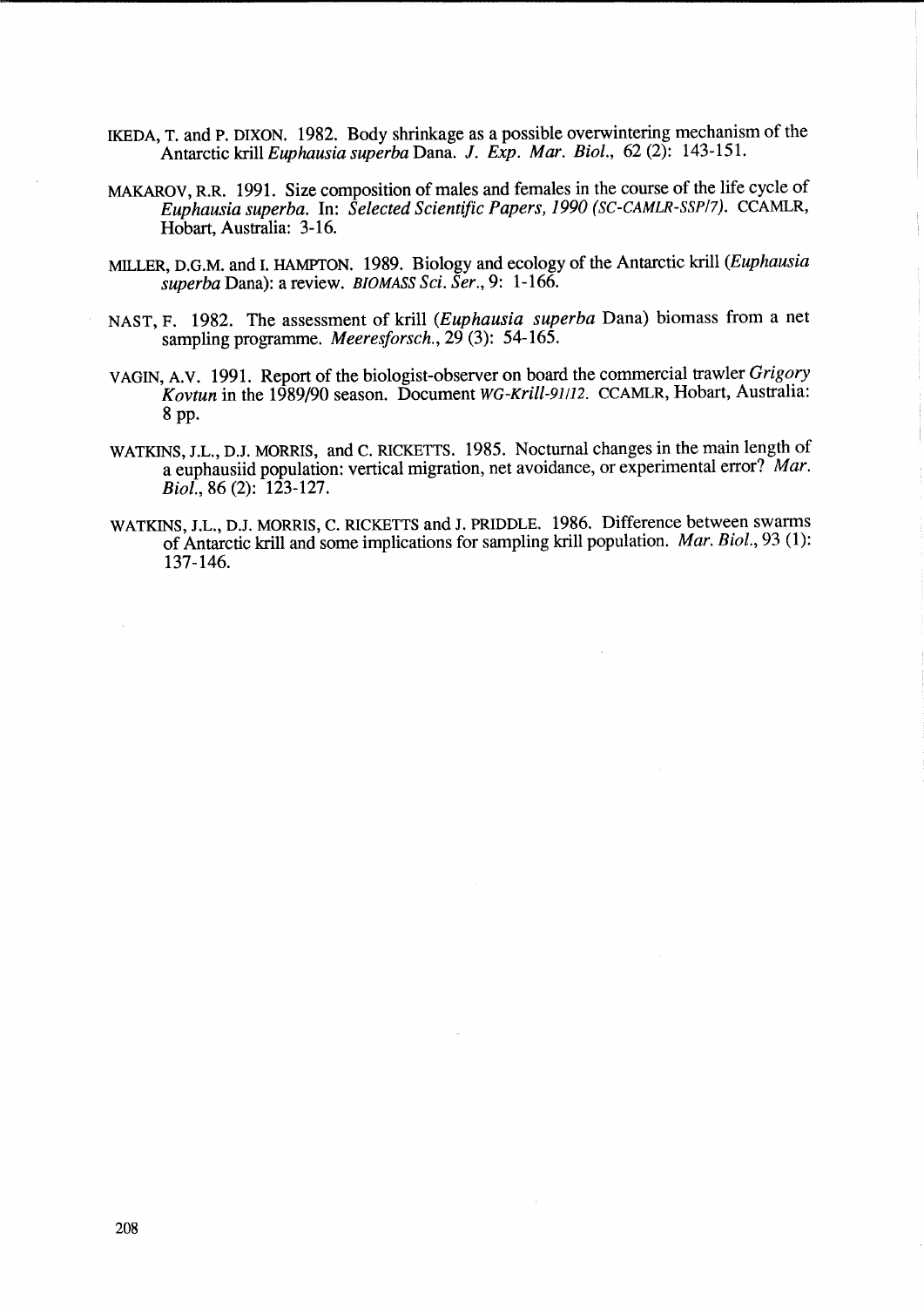IKEDA, T. and P. DIXON. 1982. Body shrinkage as a possible overwintering mechanism of the Antarctic krill *Euphausia superba* Dana. *J. Exp. Mar. Biol.*, 62 (2): 143-151.

MAKAROV, R.R. 1991. Size composition of males and females in the course of the life cycle of *Euphausia superba*. In: *Selected Scientific Papers, 1990 (SC-CAMLR-SSP/7)*. CCAMLR, Hobart, Australia: 3-16.

MILLER, D.G.M. and I. HAMPTON. 1989. Biology and ecology of the Antarctic krill (*Euphausia superba* Dana): a review. *BIOMASS Sci. Ser.*, 9: 1-166.

NAST, F. 1982. The assessment of krill (*Euphausia superba* Dana) biomass from a net sampling programme. *Meeresforsch.*, 29 (3): 54-165.

VAGIN, A.V. 1991. Report of the biologist-observer on board the commercial trawler *Grigory Kovtun* in the 1989/90 season. Document *WG-Krill-91/12*. CCAMLR, Hobart, Australia: 8 pp.

WATKINS, J.L., D.J. MORRIS, and C. RICKETTS. 1985. Nocturnal changes in the main length of a euphausiid population: vertical migration, net avoidance, or experimental error? *Mar. Biol.*, 86 (2): 123-127.

WATKINS, J.L., D.J. MORRIS, C. RICKETTS and J. PRIDDLE. 1986. Difference between swarms of Antarctic krill and some implications for sampling krill population. *Mar. Biol.*, 93 (1): 137-146.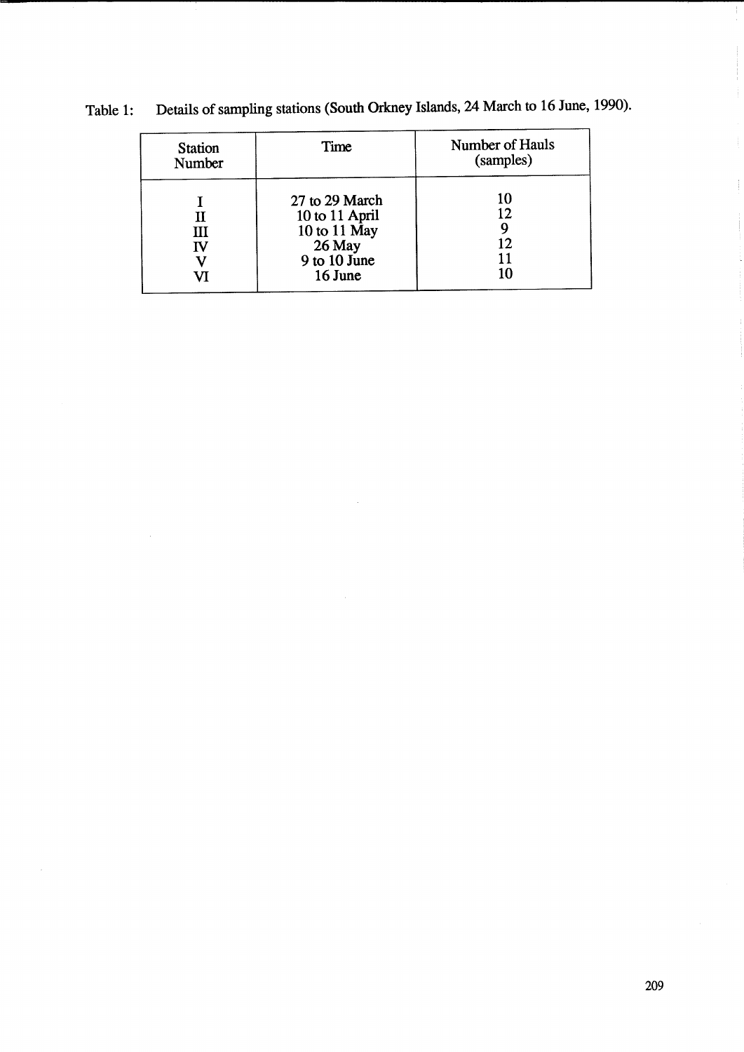Table 1: Details of sampling stations (South Orkney Islands, 24 March to 16 June, 1990).

| Station Number | Time | Number of Hauls (samples) |
|---|---|---|
| I | 27 to 29 March | 10 |
| II | 10 to 11 April | 12 |
| III | 10 to 11 May | 9 |
| IV | 26 May | 12 |
| V | 9 to 10 June | 11 |
| VI | 16 June | 10 |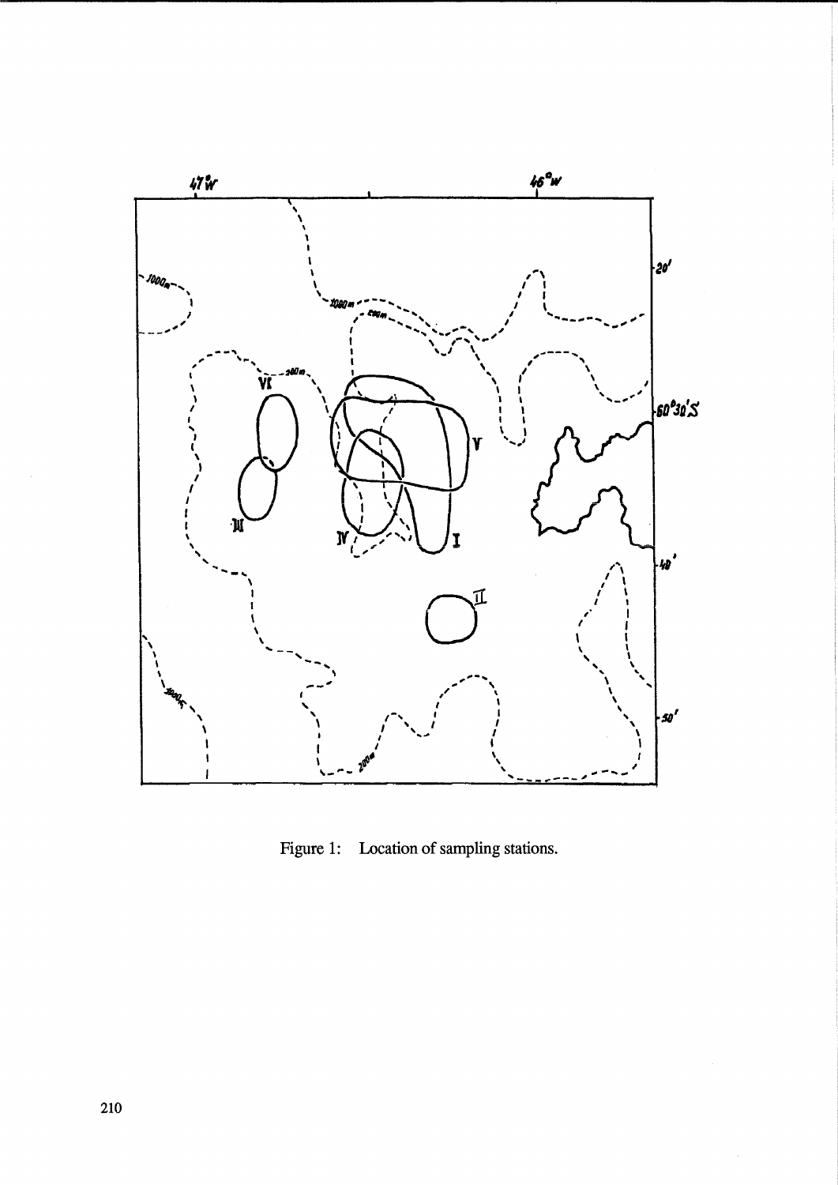Figure 1: Location of sampling stations.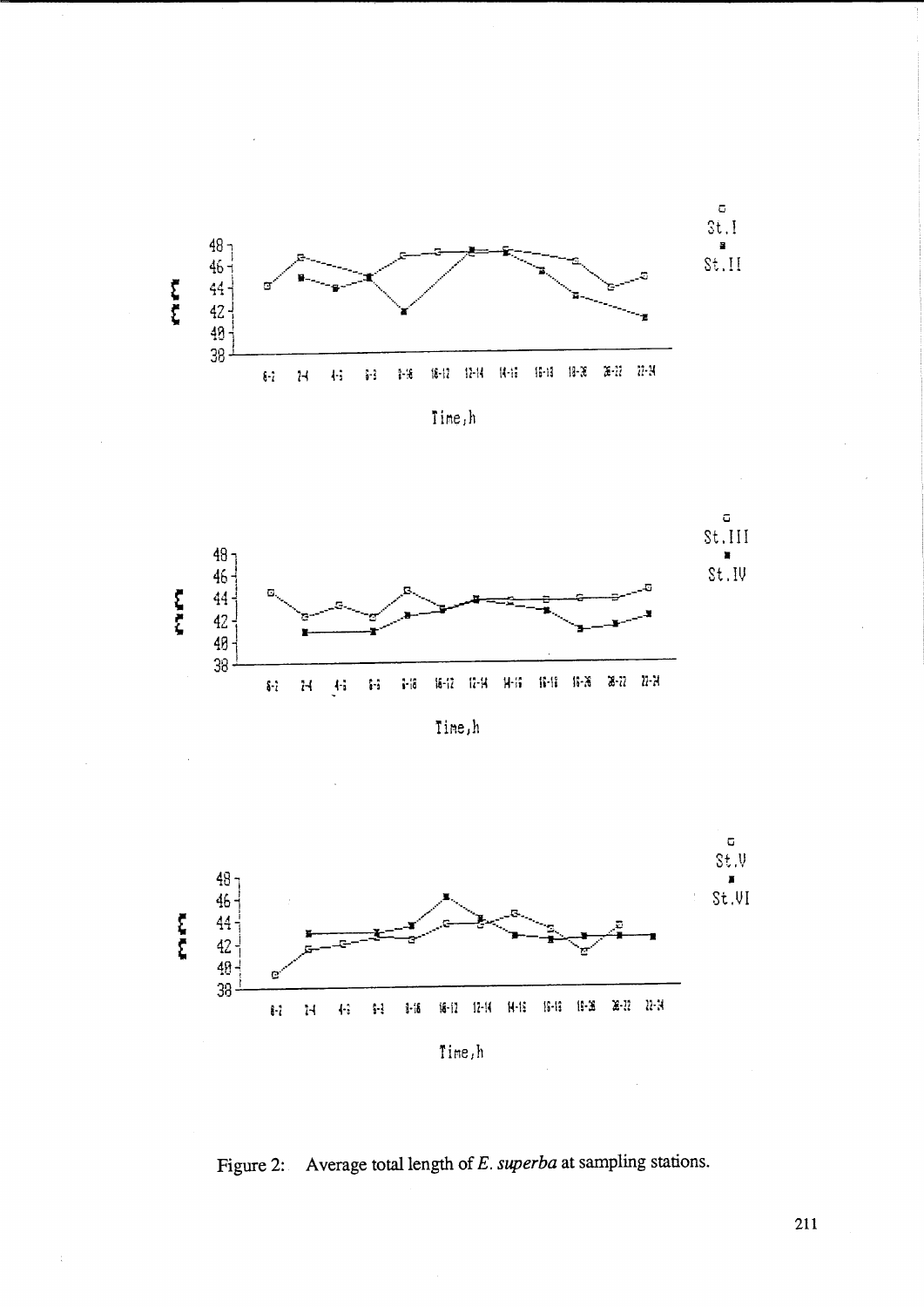Figure 2: Average total length of *E. superba* at sampling stations.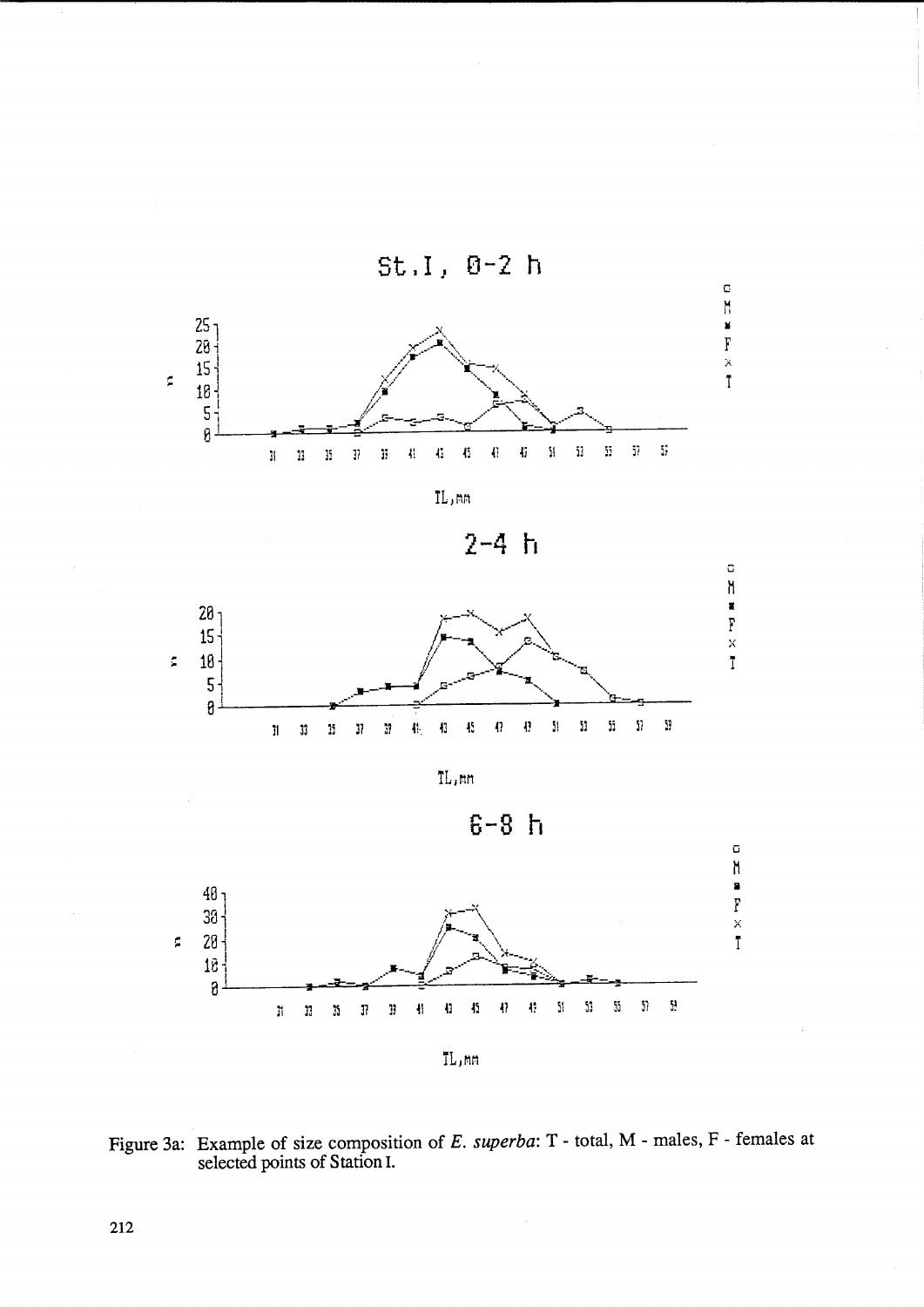Figure 3a: Example of size composition of *E. superba*: T - total, M - males, F - females at selected points of Station I.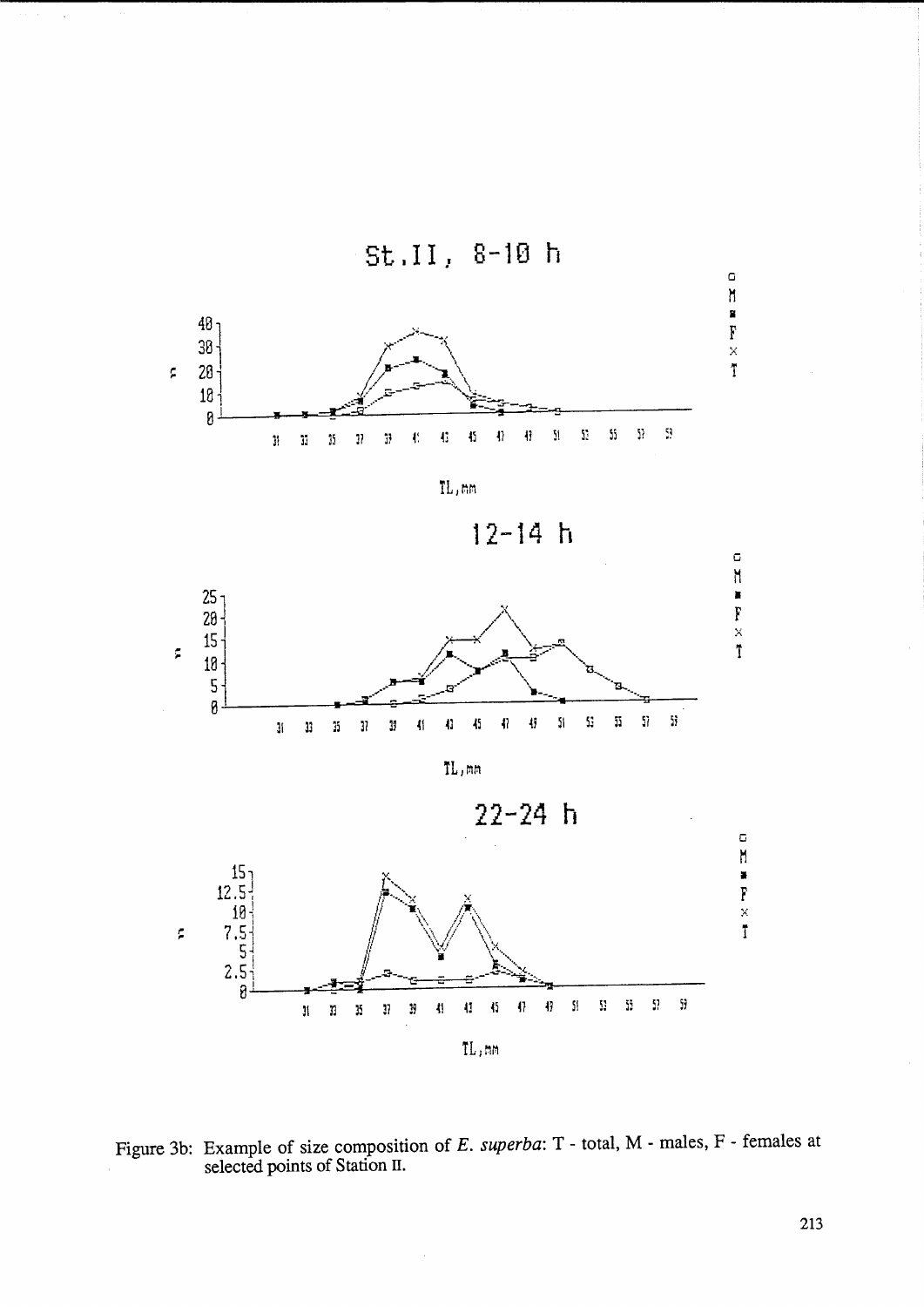St.II, 8-10 h

12-14 h

22-24 h

Figure 3b: Example of size composition of *E. superba*: T - total, M - males, F - females at selected points of Station II.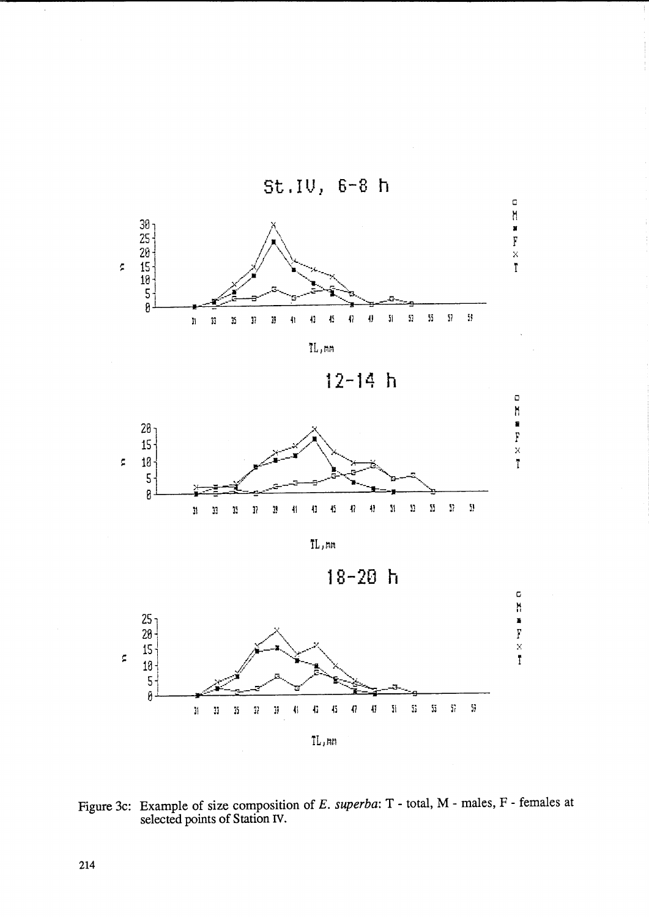St.IV, 6-8 h

12-14 h

18-20 h

Figure 3c: Example of size composition of *E. superba*: T - total, M - males, F - females at selected points of Station IV.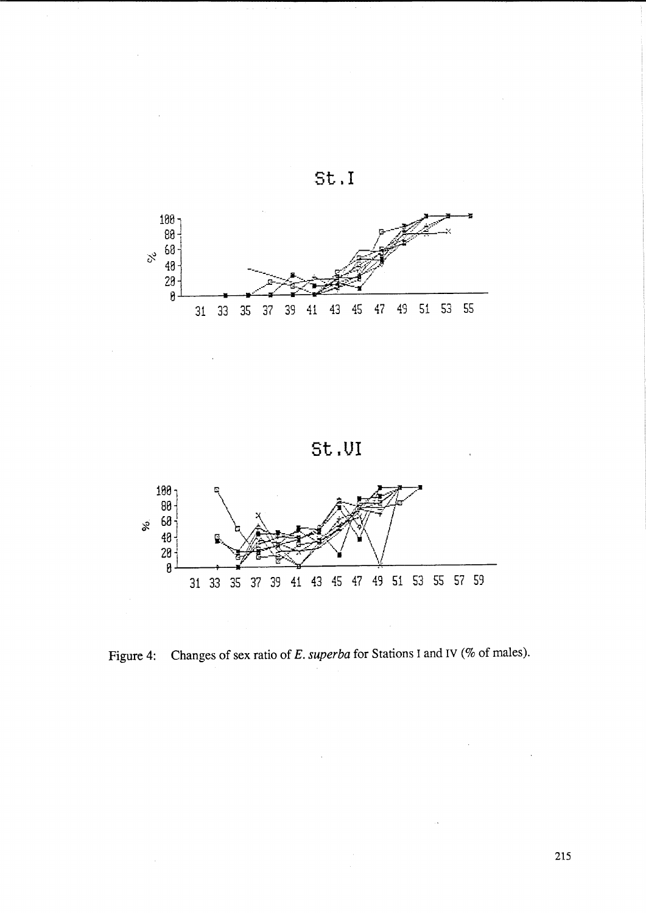St.I

St.VI

Figure 4: Changes of sex ratio of *E. superba* for Stations I and IV (% of males).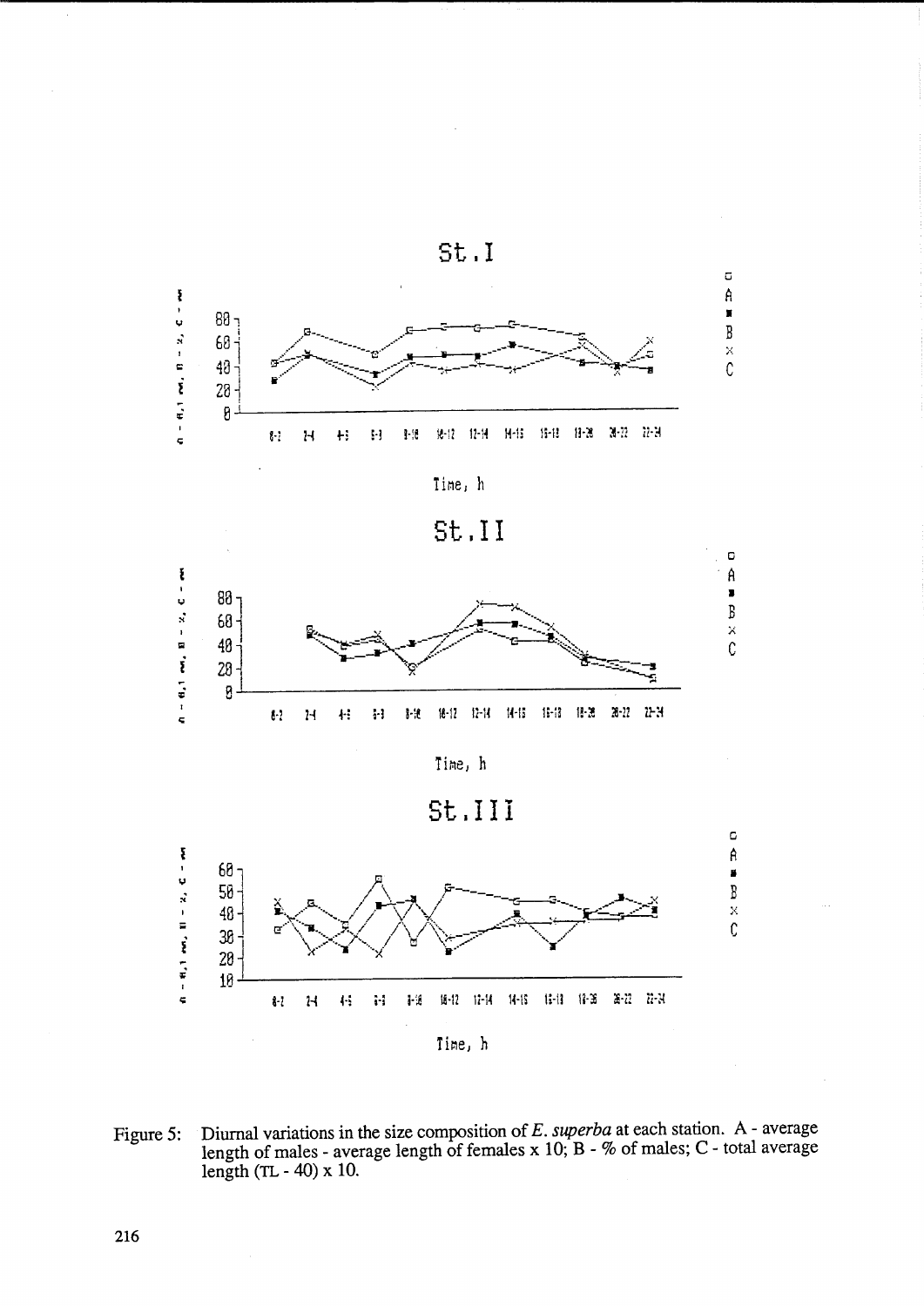Figure 5: Diurnal variations in the size composition of *E. superba* at each station. A - average length of males - average length of females x 10; B - % of males; C - total average length (TL - 40) x 10.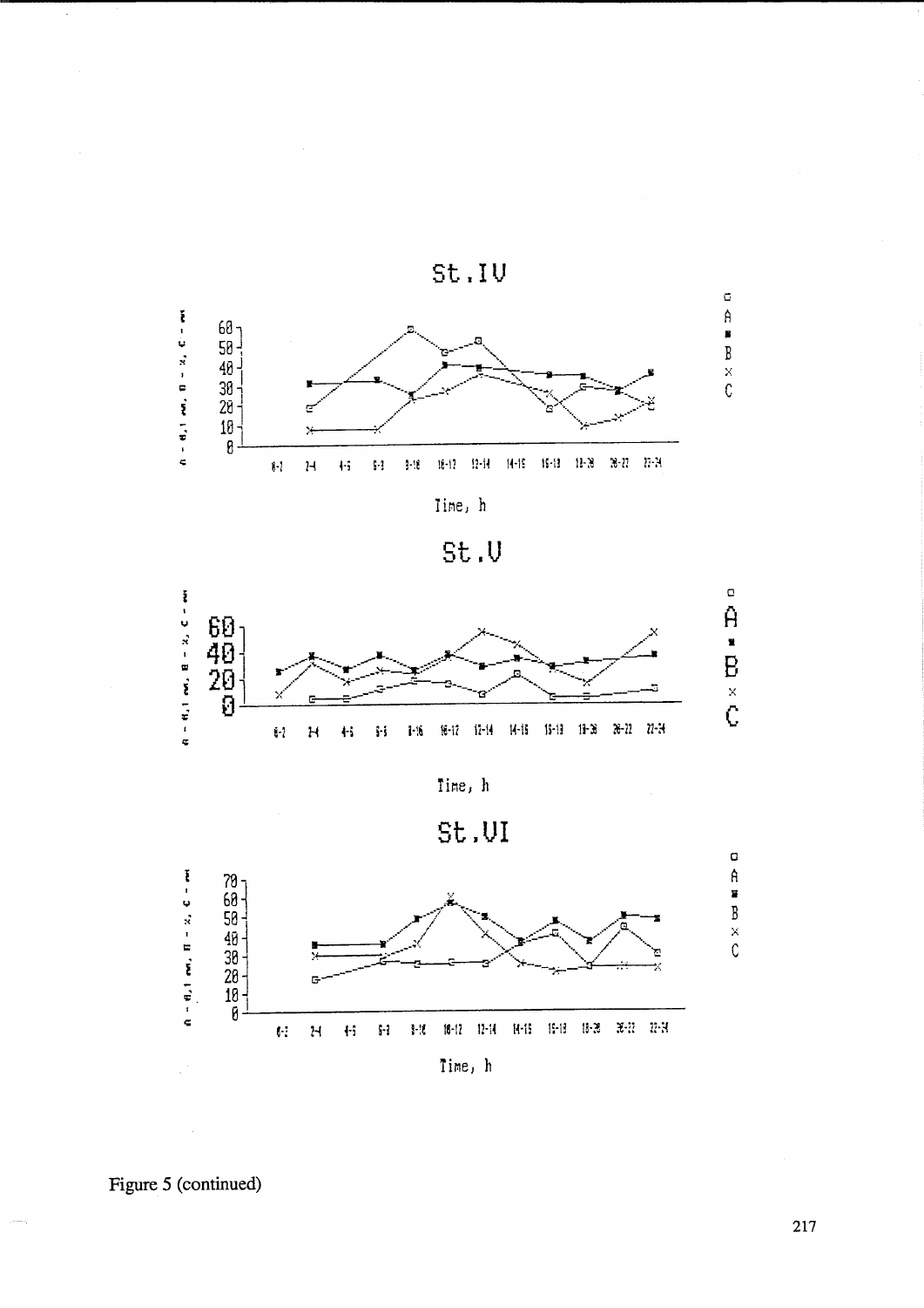Figure 5 (continued)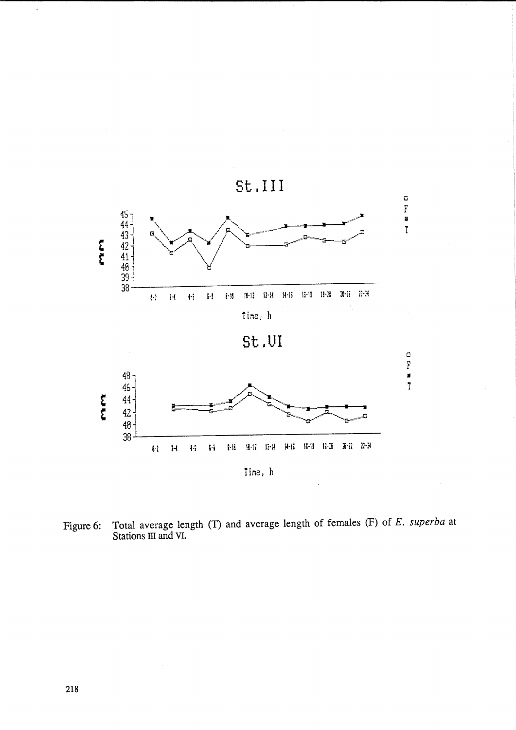Figure 6: Total average length (T) and average length of females (F) of *E. superba* at Stations III and VI.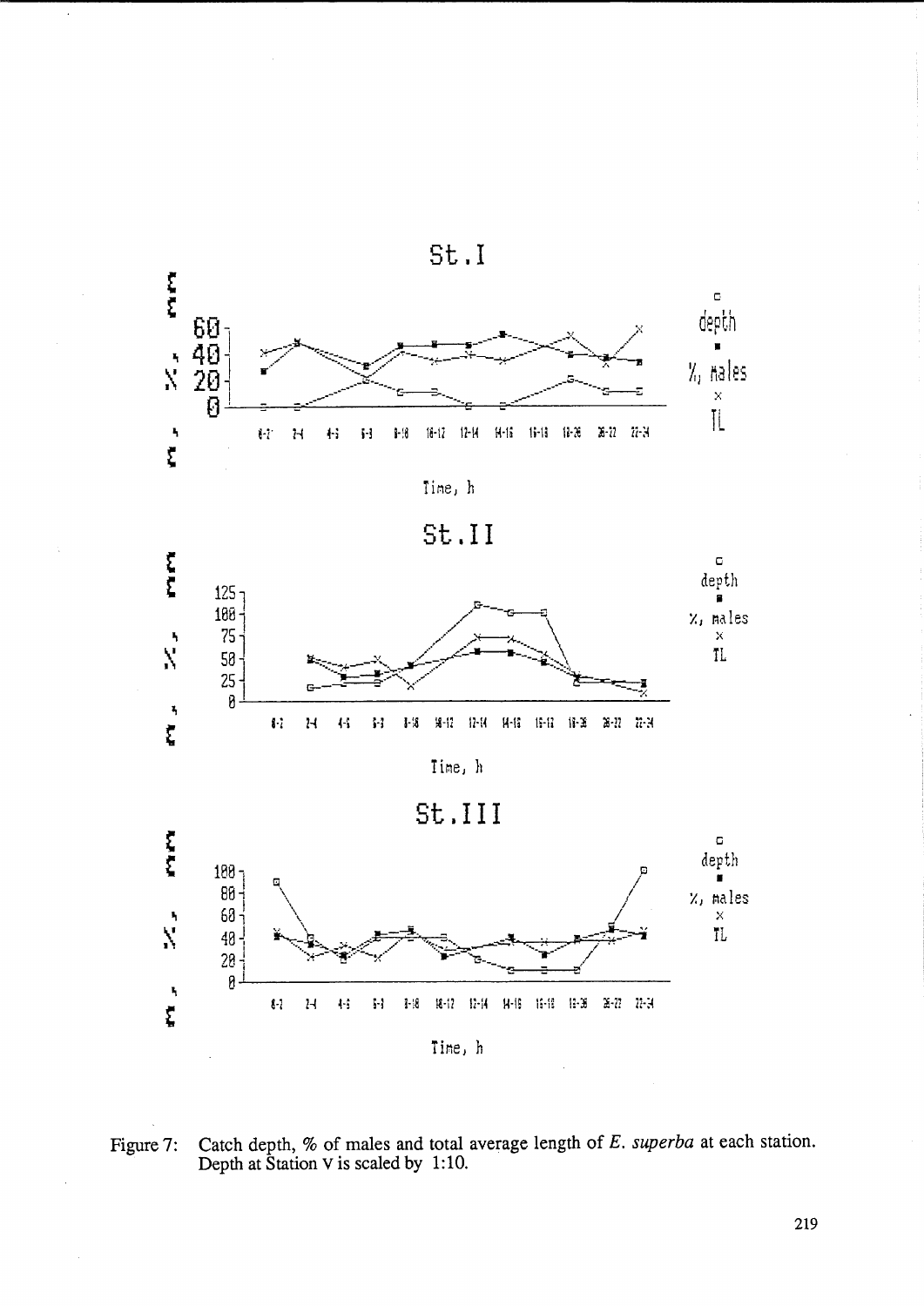Figure 7: Catch depth, % of males and total average length of *E. superba* at each station. Depth at Station V is scaled by 1:10.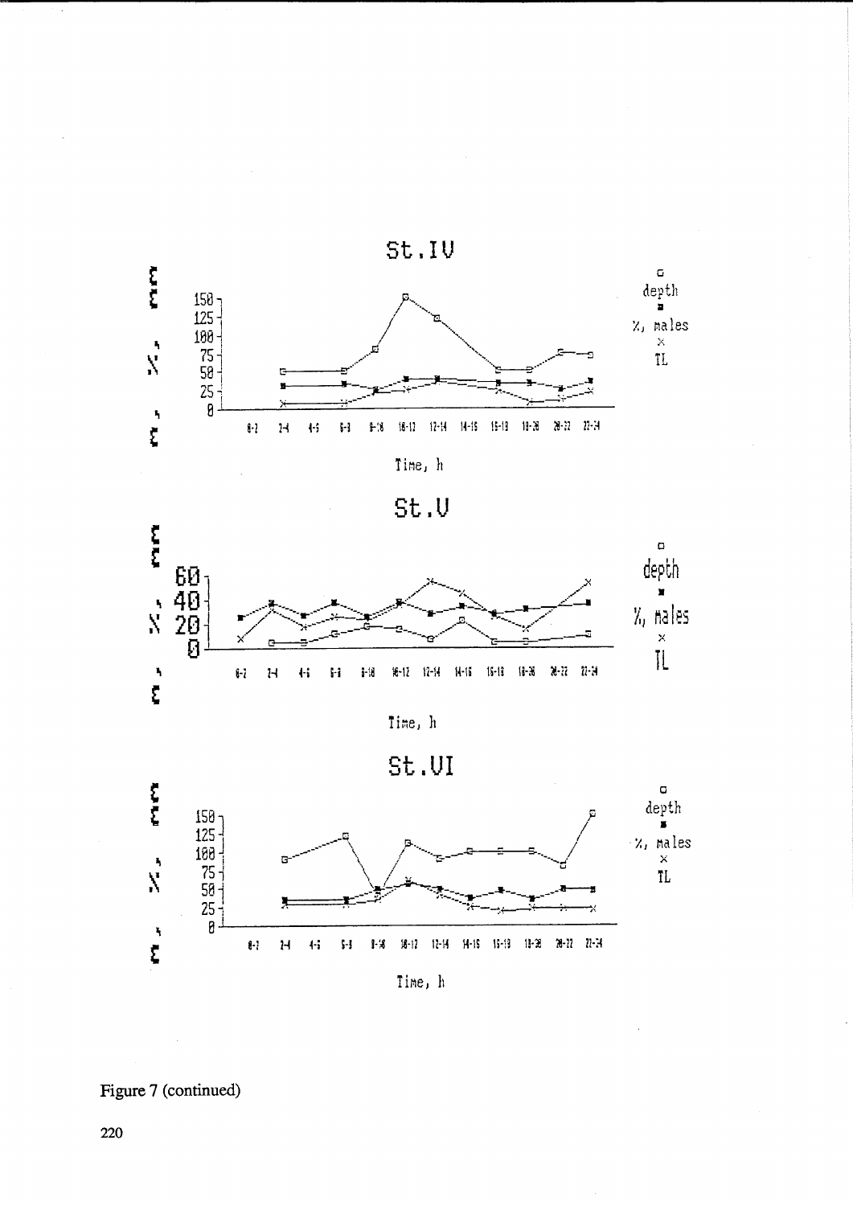St.IV

Time, h

St.V

Time, h

St.VI

Time, h

Figure 7 (continued)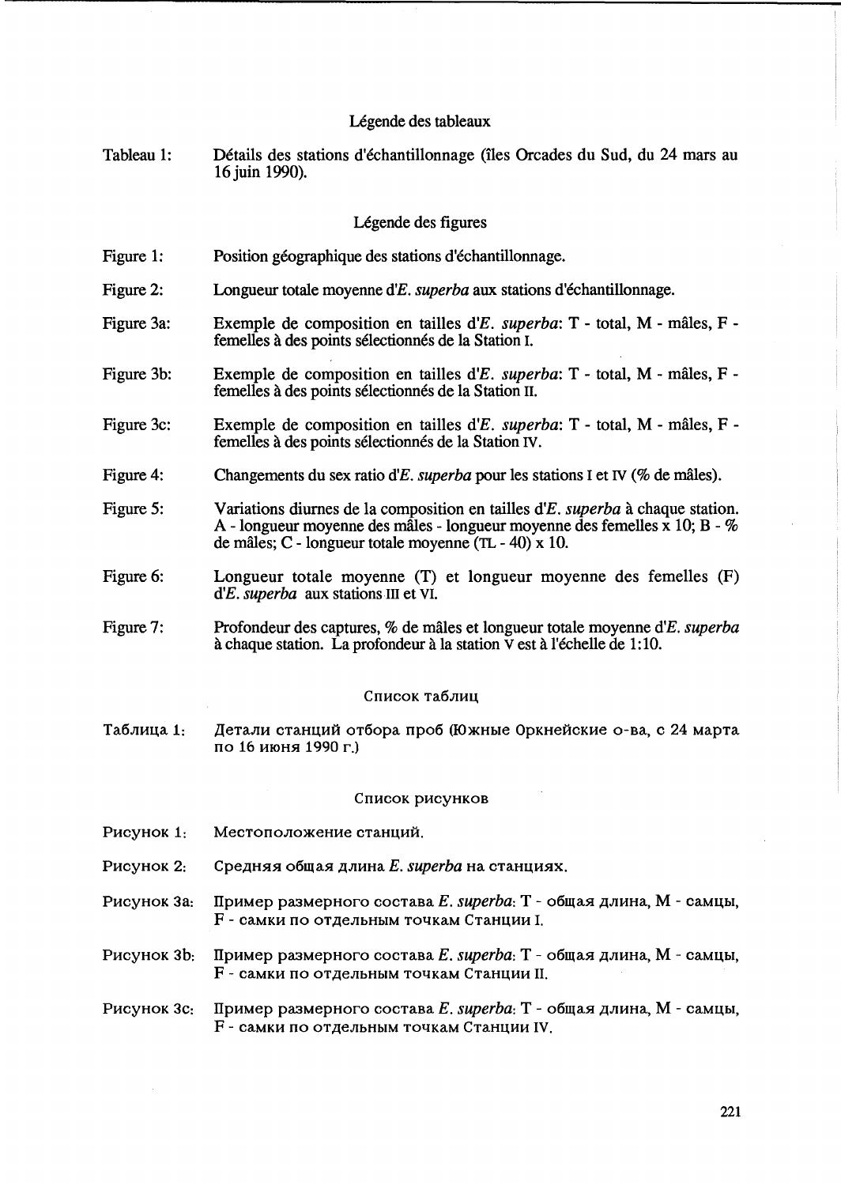## Légende des tableaux

Tableau 1: Détails des stations d'échantillonnage (îles Orcades du Sud, du 24 mars au 16 juin 1990).

## Légende des figures

Figure 1: Position géographique des stations d'échantillonnage.

Figure 2: Longueur totale moyenne d'*E. superba* aux stations d'échantillonnage.

Figure 3a: Exemple de composition en tailles d'*E. superba*: T - total, M - mâles, F - femelles à des points sélectionnés de la Station I.

Figure 3b: Exemple de composition en tailles d'*E. superba*: T - total, M - mâles, F - femelles à des points sélectionnés de la Station II.

Figure 3c: Exemple de composition en tailles d'*E. superba*: T - total, M - mâles, F - femelles à des points sélectionnés de la Station IV.

Figure 4: Changements du sex ratio d'*E. superba* pour les stations I et IV (% de mâles).

Figure 5: Variations diurnes de la composition en tailles d'*E. superba* à chaque station. A - longueur moyenne des mâles - longueur moyenne des femelles x 10; B - % de mâles; C - longueur totale moyenne (TL - 40) x 10.

Figure 6: Longueur totale moyenne (T) et longueur moyenne des femelles (F) d'*E. superba* aux stations III et VI.

Figure 7: Profondeur des captures, % de mâles et longueur totale moyenne d'*E. superba* à chaque station. La profondeur à la station V est à l'échelle de 1:10.

## Список таблиц

Таблица 1: Детали станций отбора проб (Южные Оркнейские о-ва, с 24 марта по 16 июня 1990 г.)

## Список рисунков

Рисунок 1: Местоположение станций.

Рисунок 2: Средняя общая длина *E. superba* на станциях.

Рисунок 3a: Пример размерного состава *E. superba*: T - общая длина, M - самцы, F - самки по отдельным точкам Станции I.

Рисунок 3b: Пример размерного состава *E. superba*: T - общая длина, M - самцы, F - самки по отдельным точкам Станции II.

Рисунок 3c: Пример размерного состава *E. superba*: T - общая длина, M - самцы, F - самки по отдельным точкам Станции IV.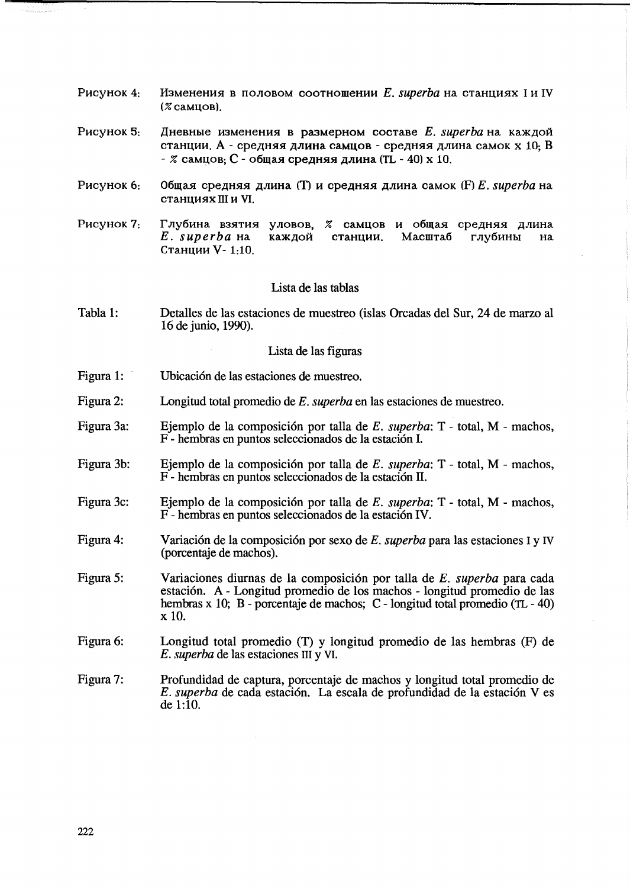Рисунок 4: Изменения в половом соотношении *E. superba* на станциях I и IV (% самцов).

Рисунок 5: Дневные изменения в размерном составе *E. superba* на каждой станции. A - средняя длина самцов - средняя длина самок x 10; B - % самцов; C - общая средняя длина (TL - 40) x 10.

Рисунок 6: Общая средняя длина (T) и средняя длина самок (F) *E. superba* на станциях III и VI.

Рисунок 7: Глубина взятия уловов, % самцов и общая средняя длина *E. superba* на каждой станции. Масштаб глубины на Станции V - 1:10.

## Lista de las tablas

Tabla 1: Detalles de las estaciones de muestreo (islas Orcadas del Sur, 24 de marzo al 16 de junio, 1990).

## Lista de las figuras

Figura 1: Ubicación de las estaciones de muestreo.

Figura 2: Longitud total promedio de *E. superba* en las estaciones de muestreo.

Figura 3a: Ejemplo de la composición por talla de *E. superba*: T - total, M - machos, F - hembras en puntos seleccionados de la estación I.

Figura 3b: Ejemplo de la composición por talla de *E. superba*: T - total, M - machos, F - hembras en puntos seleccionados de la estación II.

Figura 3c: Ejemplo de la composición por talla de *E. superba*: T - total, M - machos, F - hembras en puntos seleccionados de la estación IV.

Figura 4: Variación de la composición por sexo de *E. superba* para las estaciones I y IV (porcentaje de machos).

Figura 5: Variaciones diurnas de la composición por talla de *E. superba* para cada estación. A - Longitud promedio de los machos - longitud promedio de las hembras x 10; B - porcentaje de machos; C - longitud total promedio (TL - 40) x 10.

Figura 6: Longitud total promedio (T) y longitud promedio de las hembras (F) de *E. superba* de las estaciones III y VI.

Figura 7: Profundidad de captura, porcentaje de machos y longitud total promedio de *E. superba* de cada estación. La escala de profundidad de la estación V es de 1:10.